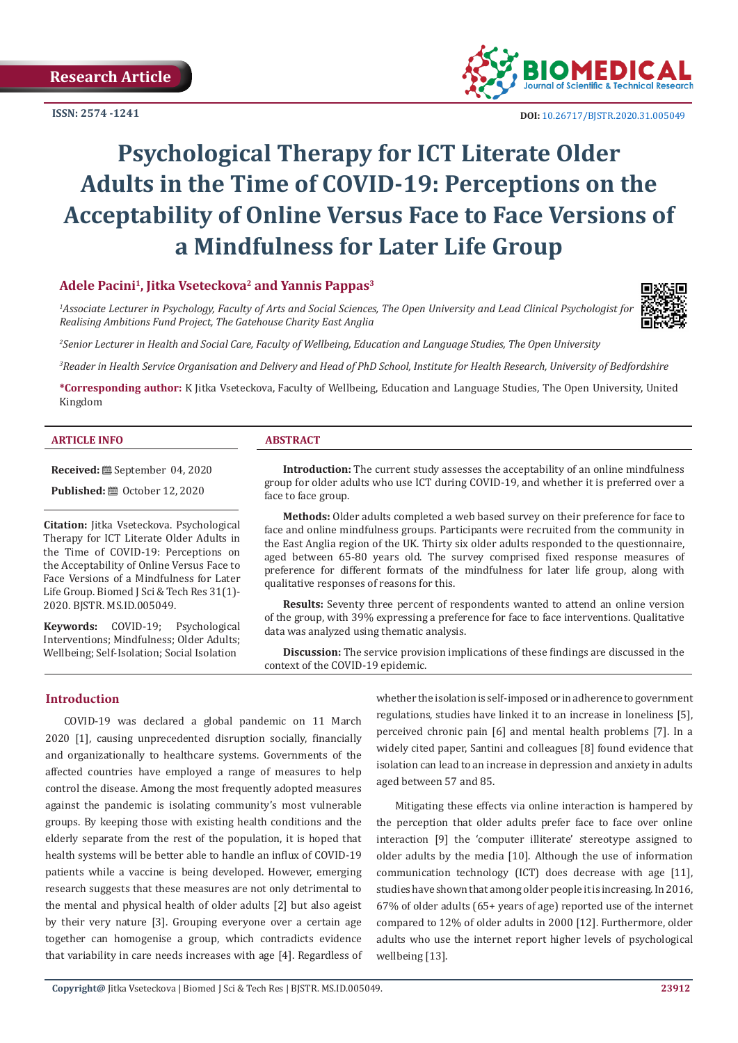Research Article

ISSN: 2574 -1241

DOI: 10.26717/BJSTR.2020.31.005049

# Psychological Therapy for ICT Literate Older Adults in the Time of COVID-19: Perceptions on the Acceptability of Online Versus Face to Face Versions of a Mindfulness for Later Life Group

**Adele Pacini[1], Jitka Vseteckova[2] and Yannis Pappas[3]**

[1]*Associate Lecturer in Psychology, Faculty of Arts and Social Sciences, The Open University and Lead Clinical Psychologist for Realising Ambitions Fund Project, The Gatehouse Charity East Anglia*

[2]*Senior Lecturer in Health and Social Care, Faculty of Wellbeing, Education and Language Studies, The Open University*

[3]*Reader in Health Service Organisation and Delivery and Head of PhD School, Institute for Health Research, University of Bedfordshire*

**\*Corresponding author:** K Jitka Vseteckova, Faculty of Wellbeing, Education and Language Studies, The Open University, United Kingdom

## ARTICLE INFO

**Received:** September 04, 2020

**Published:** October 12, 2020

**Citation:** Jitka Vseteckova. Psychological Therapy for ICT Literate Older Adults in the Time of COVID-19: Perceptions on the Acceptability of Online Versus Face to Face Versions of a Mindfulness for Later Life Group. Biomed J Sci & Tech Res 31(1)-2020. BJSTR. MS.ID.005049.

**Keywords:** COVID-19; Psychological Interventions; Mindfulness; Older Adults; Wellbeing; Self-Isolation; Social Isolation

## ABSTRACT

**Introduction:** The current study assesses the acceptability of an online mindfulness group for older adults who use ICT during COVID-19, and whether it is preferred over a face to face group.

**Methods:** Older adults completed a web based survey on their preference for face to face and online mindfulness groups. Participants were recruited from the community in the East Anglia region of the UK. Thirty six older adults responded to the questionnaire, aged between 65-80 years old. The survey comprised fixed response measures of preference for different formats of the mindfulness for later life group, along with qualitative responses of reasons for this.

**Results:** Seventy three percent of respondents wanted to attend an online version of the group, with 39% expressing a preference for face to face interventions. Qualitative data was analyzed using thematic analysis.

**Discussion:** The service provision implications of these findings are discussed in the context of the COVID-19 epidemic.

## Introduction

COVID-19 was declared a global pandemic on 11 March 2020 [1], causing unprecedented disruption socially, financially and organizationally to healthcare systems. Governments of the affected countries have employed a range of measures to help control the disease. Among the most frequently adopted measures against the pandemic is isolating community's most vulnerable groups. By keeping those with existing health conditions and the elderly separate from the rest of the population, it is hoped that health systems will be better able to handle an influx of COVID-19 patients while a vaccine is being developed. However, emerging research suggests that these measures are not only detrimental to the mental and physical health of older adults [2] but also ageist by their very nature [3]. Grouping everyone over a certain age together can homogenise a group, which contradicts evidence that variability in care needs increases with age [4]. Regardless of whether the isolation is self-imposed or in adherence to government regulations, studies have linked it to an increase in loneliness [5], perceived chronic pain [6] and mental health problems [7]. In a widely cited paper, Santini and colleagues [8] found evidence that isolation can lead to an increase in depression and anxiety in adults aged between 57 and 85.

Mitigating these effects via online interaction is hampered by the perception that older adults prefer face to face over online interaction [9] the 'computer illiterate' stereotype assigned to older adults by the media [10]. Although the use of information communication technology (ICT) does decrease with age [11], studies have shown that among older people it is increasing. In 2016, 67% of older adults (65+ years of age) reported use of the internet compared to 12% of older adults in 2000 [12]. Furthermore, older adults who use the internet report higher levels of psychological wellbeing [13].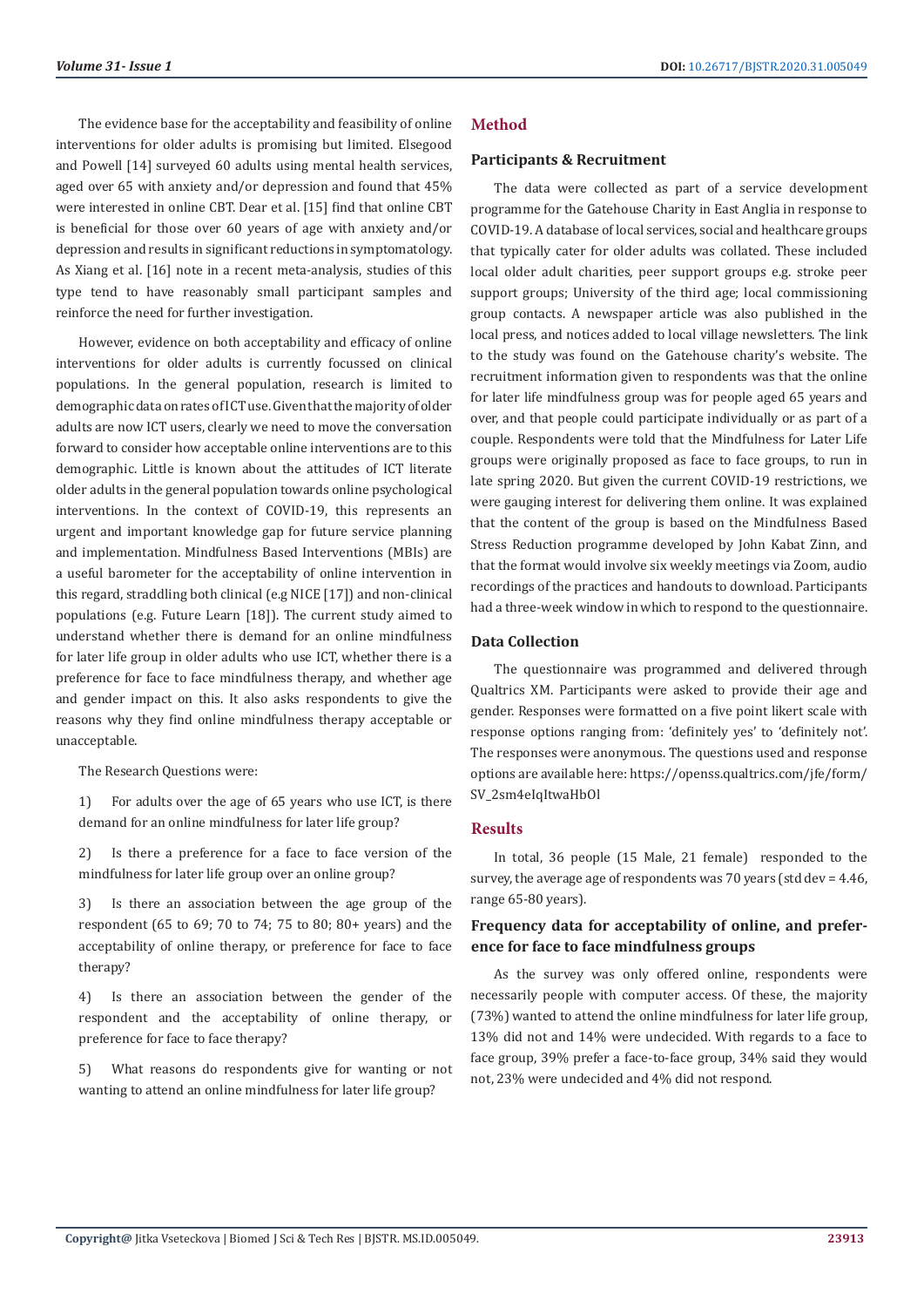The evidence base for the acceptability and feasibility of online interventions for older adults is promising but limited. Elsegood and Powell [14] surveyed 60 adults using mental health services, aged over 65 with anxiety and/or depression and found that 45% were interested in online CBT. Dear et al. [15] find that online CBT is beneficial for those over 60 years of age with anxiety and/or depression and results in significant reductions in symptomatology. As Xiang et al. [16] note in a recent meta-analysis, studies of this type tend to have reasonably small participant samples and reinforce the need for further investigation.

However, evidence on both acceptability and efficacy of online interventions for older adults is currently focussed on clinical populations. In the general population, research is limited to demographic data on rates of ICT use. Given that the majority of older adults are now ICT users, clearly we need to move the conversation forward to consider how acceptable online interventions are to this demographic. Little is known about the attitudes of ICT literate older adults in the general population towards online psychological interventions. In the context of COVID-19, this represents an urgent and important knowledge gap for future service planning and implementation. Mindfulness Based Interventions (MBIs) are a useful barometer for the acceptability of online intervention in this regard, straddling both clinical (e.g NICE [17]) and non-clinical populations (e.g. Future Learn [18]). The current study aimed to understand whether there is demand for an online mindfulness for later life group in older adults who use ICT, whether there is a preference for face to face mindfulness therapy, and whether age and gender impact on this. It also asks respondents to give the reasons why they find online mindfulness therapy acceptable or unacceptable.

The Research Questions were:

1) For adults over the age of 65 years who use ICT, is there demand for an online mindfulness for later life group?

2) Is there a preference for a face to face version of the mindfulness for later life group over an online group?

3) Is there an association between the age group of the respondent (65 to 69; 70 to 74; 75 to 80; 80+ years) and the acceptability of online therapy, or preference for face to face therapy?

4) Is there an association between the gender of the respondent and the acceptability of online therapy, or preference for face to face therapy?

5) What reasons do respondents give for wanting or not wanting to attend an online mindfulness for later life group?

## Method

### Participants & Recruitment

The data were collected as part of a service development programme for the Gatehouse Charity in East Anglia in response to COVID-19. A database of local services, social and healthcare groups that typically cater for older adults was collated. These included local older adult charities, peer support groups e.g. stroke peer support groups; University of the third age; local commissioning group contacts. A newspaper article was also published in the local press, and notices added to local village newsletters. The link to the study was found on the Gatehouse charity's website. The recruitment information given to respondents was that the online for later life mindfulness group was for people aged 65 years and over, and that people could participate individually or as part of a couple. Respondents were told that the Mindfulness for Later Life groups were originally proposed as face to face groups, to run in late spring 2020. But given the current COVID-19 restrictions, we were gauging interest for delivering them online. It was explained that the content of the group is based on the Mindfulness Based Stress Reduction programme developed by John Kabat Zinn, and that the format would involve six weekly meetings via Zoom, audio recordings of the practices and handouts to download. Participants had a three-week window in which to respond to the questionnaire.

### Data Collection

The questionnaire was programmed and delivered through Qualtrics XM. Participants were asked to provide their age and gender. Responses were formatted on a five point likert scale with response options ranging from: 'definitely yes' to 'definitely not'. The responses were anonymous. The questions used and response options are available here: https://openss.qualtrics.com/jfe/form/SV_2sm4eIqItwaHbOl

## Results

In total, 36 people (15 Male, 21 female) responded to the survey, the average age of respondents was 70 years (std dev = 4.46, range 65-80 years).

### Frequency data for acceptability of online, and preference for face to face mindfulness groups

As the survey was only offered online, respondents were necessarily people with computer access. Of these, the majority (73%) wanted to attend the online mindfulness for later life group, 13% did not and 14% were undecided. With regards to a face to face group, 39% prefer a face-to-face group, 34% said they would not, 23% were undecided and 4% did not respond.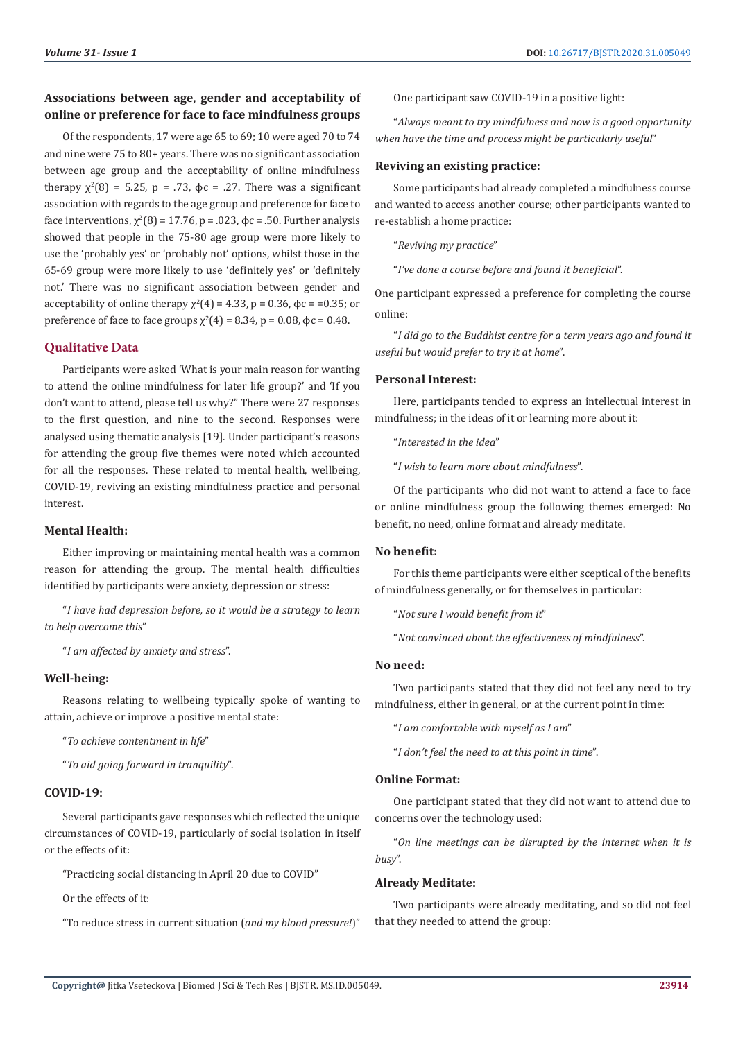### Associations between age, gender and acceptability of online or preference for face to face mindfulness groups

Of the respondents, 17 were age 65 to 69; 10 were aged 70 to 74 and nine were 75 to 80+ years. There was no significant association between age group and the acceptability of online mindfulness therapy $\chi^2(8) = 5.25$, $p = .73$, $\phi c = .27$. There was a significant association with regards to the age group and preference for face to face interventions, $\chi^2(8) = 17.76$, $p = .023$, $\phi c = .50$. Further analysis showed that people in the 75-80 age group were more likely to use the 'probably yes' or 'probably not' options, whilst those in the 65-69 group were more likely to use 'definitely yes' or 'definitely not.' There was no significant association between gender and acceptability of online therapy $\chi^2(4) = 4.33$, $p = 0.36$, $\phi c = =0.35$; or preference of face to face groups $\chi^2(4) = 8.34$, $p = 0.08$, $\phi c = 0.48$.

## Qualitative Data

Participants were asked 'What is your main reason for wanting to attend the online mindfulness for later life group?' and 'If you don't want to attend, please tell us why?" There were 27 responses to the first question, and nine to the second. Responses were analysed using thematic analysis [19]. Under participant's reasons for attending the group five themes were noted which accounted for all the responses. These related to mental health, wellbeing, COVID-19, reviving an existing mindfulness practice and personal interest.

### Mental Health:

Either improving or maintaining mental health was a common reason for attending the group. The mental health difficulties identified by participants were anxiety, depression or stress:

"*I have had depression before, so it would be a strategy to learn to help overcome this*"

"*I am affected by anxiety and stress*".

### Well-being:

Reasons relating to wellbeing typically spoke of wanting to attain, achieve or improve a positive mental state:

"*To achieve contentment in life*"

"*To aid going forward in tranquility*".

### COVID-19:

Several participants gave responses which reflected the unique circumstances of COVID-19, particularly of social isolation in itself or the effects of it:

"Practicing social distancing in April 20 due to COVID"

Or the effects of it:

"To reduce stress in current situation (*and my blood pressure!*)"

One participant saw COVID-19 in a positive light:

"*Always meant to try mindfulness and now is a good opportunity when have the time and process might be particularly useful*"

### Reviving an existing practice:

Some participants had already completed a mindfulness course and wanted to access another course; other participants wanted to re-establish a home practice:

"*Reviving my practice*"

"*I've done a course before and found it beneficial*".

One participant expressed a preference for completing the course online:

"*I did go to the Buddhist centre for a term years ago and found it useful but would prefer to try it at home*".

### Personal Interest:

Here, participants tended to express an intellectual interest in mindfulness; in the ideas of it or learning more about it:

"*Interested in the idea*"

"*I wish to learn more about mindfulness*".

Of the participants who did not want to attend a face to face or online mindfulness group the following themes emerged: No benefit, no need, online format and already meditate.

### No benefit:

For this theme participants were either sceptical of the benefits of mindfulness generally, or for themselves in particular:

"*Not sure I would benefit from it*"

"*Not convinced about the effectiveness of mindfulness*".

### No need:

Two participants stated that they did not feel any need to try mindfulness, either in general, or at the current point in time:

"*I am comfortable with myself as I am*"

"*I don't feel the need to at this point in time*".

### Online Format:

One participant stated that they did not want to attend due to concerns over the technology used:

"*On line meetings can be disrupted by the internet when it is busy*".

### Already Meditate:

Two participants were already meditating, and so did not feel that they needed to attend the group: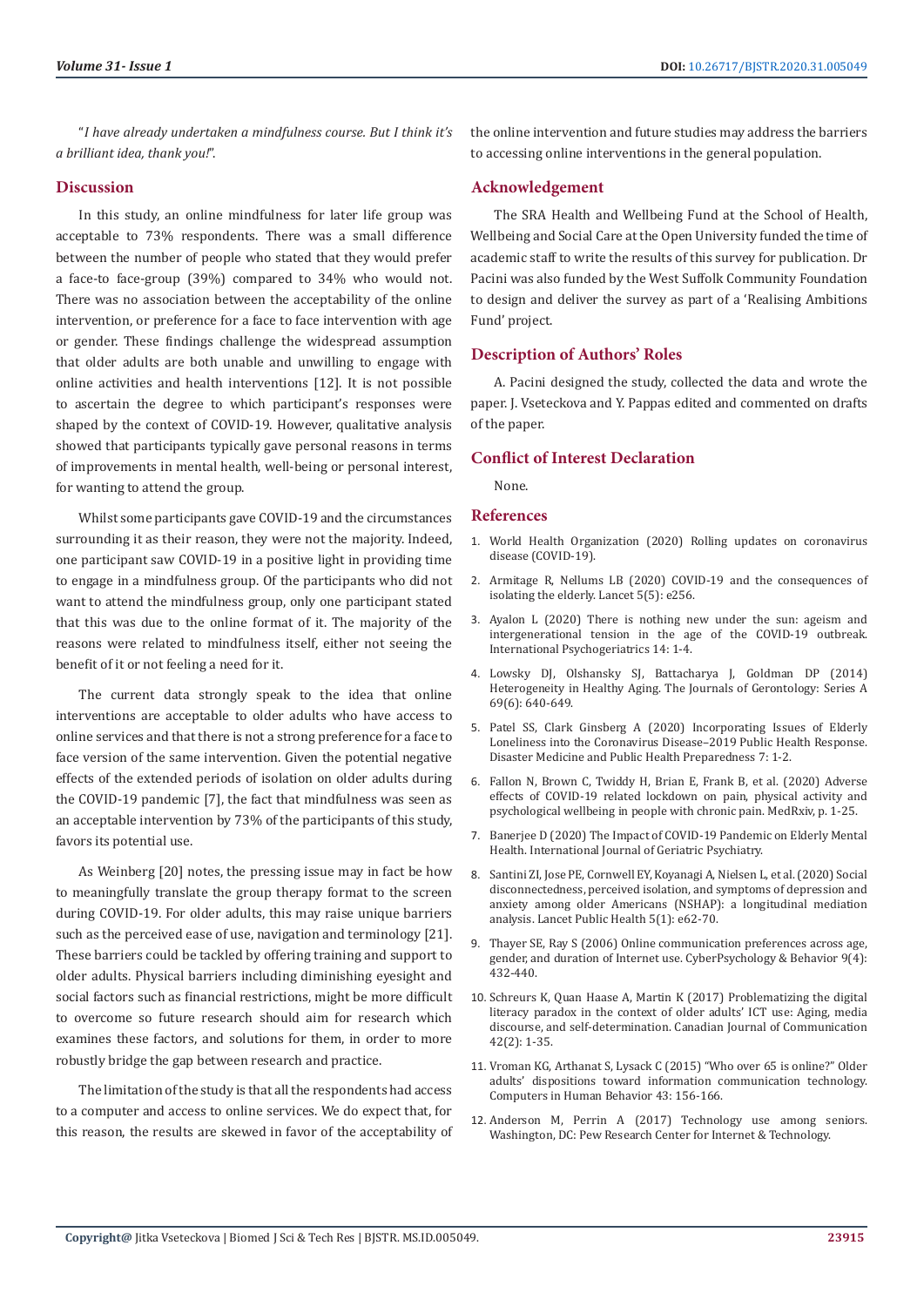"*I have already undertaken a mindfulness course. But I think it's a brilliant idea, thank you!*".

## Discussion

In this study, an online mindfulness for later life group was acceptable to 73% respondents. There was a small difference between the number of people who stated that they would prefer a face-to face-group (39%) compared to 34% who would not. There was no association between the acceptability of the online intervention, or preference for a face to face intervention with age or gender. These findings challenge the widespread assumption that older adults are both unable and unwilling to engage with online activities and health interventions [12]. It is not possible to ascertain the degree to which participant's responses were shaped by the context of COVID-19. However, qualitative analysis showed that participants typically gave personal reasons in terms of improvements in mental health, well-being or personal interest, for wanting to attend the group.

Whilst some participants gave COVID-19 and the circumstances surrounding it as their reason, they were not the majority. Indeed, one participant saw COVID-19 in a positive light in providing time to engage in a mindfulness group. Of the participants who did not want to attend the mindfulness group, only one participant stated that this was due to the online format of it. The majority of the reasons were related to mindfulness itself, either not seeing the benefit of it or not feeling a need for it.

The current data strongly speak to the idea that online interventions are acceptable to older adults who have access to online services and that there is not a strong preference for a face to face version of the same intervention. Given the potential negative effects of the extended periods of isolation on older adults during the COVID-19 pandemic [7], the fact that mindfulness was seen as an acceptable intervention by 73% of the participants of this study, favors its potential use.

As Weinberg [20] notes, the pressing issue may in fact be how to meaningfully translate the group therapy format to the screen during COVID-19. For older adults, this may raise unique barriers such as the perceived ease of use, navigation and terminology [21]. These barriers could be tackled by offering training and support to older adults. Physical barriers including diminishing eyesight and social factors such as financial restrictions, might be more difficult to overcome so future research should aim for research which examines these factors, and solutions for them, in order to more robustly bridge the gap between research and practice.

The limitation of the study is that all the respondents had access to a computer and access to online services. We do expect that, for this reason, the results are skewed in favor of the acceptability of the online intervention and future studies may address the barriers to accessing online interventions in the general population.

## Acknowledgement

The SRA Health and Wellbeing Fund at the School of Health, Wellbeing and Social Care at the Open University funded the time of academic staff to write the results of this survey for publication. Dr Pacini was also funded by the West Suffolk Community Foundation to design and deliver the survey as part of a 'Realising Ambitions Fund' project.

## Description of Authors' Roles

A. Pacini designed the study, collected the data and wrote the paper. J. Vseteckova and Y. Pappas edited and commented on drafts of the paper.

## Conflict of Interest Declaration

None.

## References

1. World Health Organization (2020) Rolling updates on coronavirus disease (COVID-19).
2. Armitage R, Nellums LB (2020) COVID-19 and the consequences of isolating the elderly. Lancet 5(5): e256.
3. Ayalon L (2020) There is nothing new under the sun: ageism and intergenerational tension in the age of the COVID-19 outbreak. International Psychogeriatrics 14: 1-4.
4. Lowsky DJ, Olshansky SJ, Battacharya J, Goldman DP (2014) Heterogeneity in Healthy Aging. The Journals of Gerontology: Series A 69(6): 640-649.
5. Patel SS, Clark Ginsberg A (2020) Incorporating Issues of Elderly Loneliness into the Coronavirus Disease–2019 Public Health Response. Disaster Medicine and Public Health Preparedness 7: 1-2.
6. Fallon N, Brown C, Twiddy H, Brian E, Frank B, et al. (2020) Adverse effects of COVID-19 related lockdown on pain, physical activity and psychological wellbeing in people with chronic pain. MedRxiv, p. 1-25.
7. Banerjee D (2020) The Impact of COVID-19 Pandemic on Elderly Mental Health. International Journal of Geriatric Psychiatry.
8. Santini ZI, Jose PE, Cornwell EY, Koyanagi A, Nielsen L, et al. (2020) Social disconnectedness, perceived isolation, and symptoms of depression and anxiety among older Americans (NSHAP): a longitudinal mediation analysis. Lancet Public Health 5(1): e62-70.
9. Thayer SE, Ray S (2006) Online communication preferences across age, gender, and duration of Internet use. CyberPsychology & Behavior 9(4): 432-440.
10. Schreurs K, Quan Haase A, Martin K (2017) Problematizing the digital literacy paradox in the context of older adults' ICT use: Aging, media discourse, and self-determination. Canadian Journal of Communication 42(2): 1-35.
11. Vroman KG, Arthanat S, Lysack C (2015) "Who over 65 is online?" Older adults' dispositions toward information communication technology. Computers in Human Behavior 43: 156-166.
12. Anderson M, Perrin A (2017) Technology use among seniors. Washington, DC: Pew Research Center for Internet & Technology.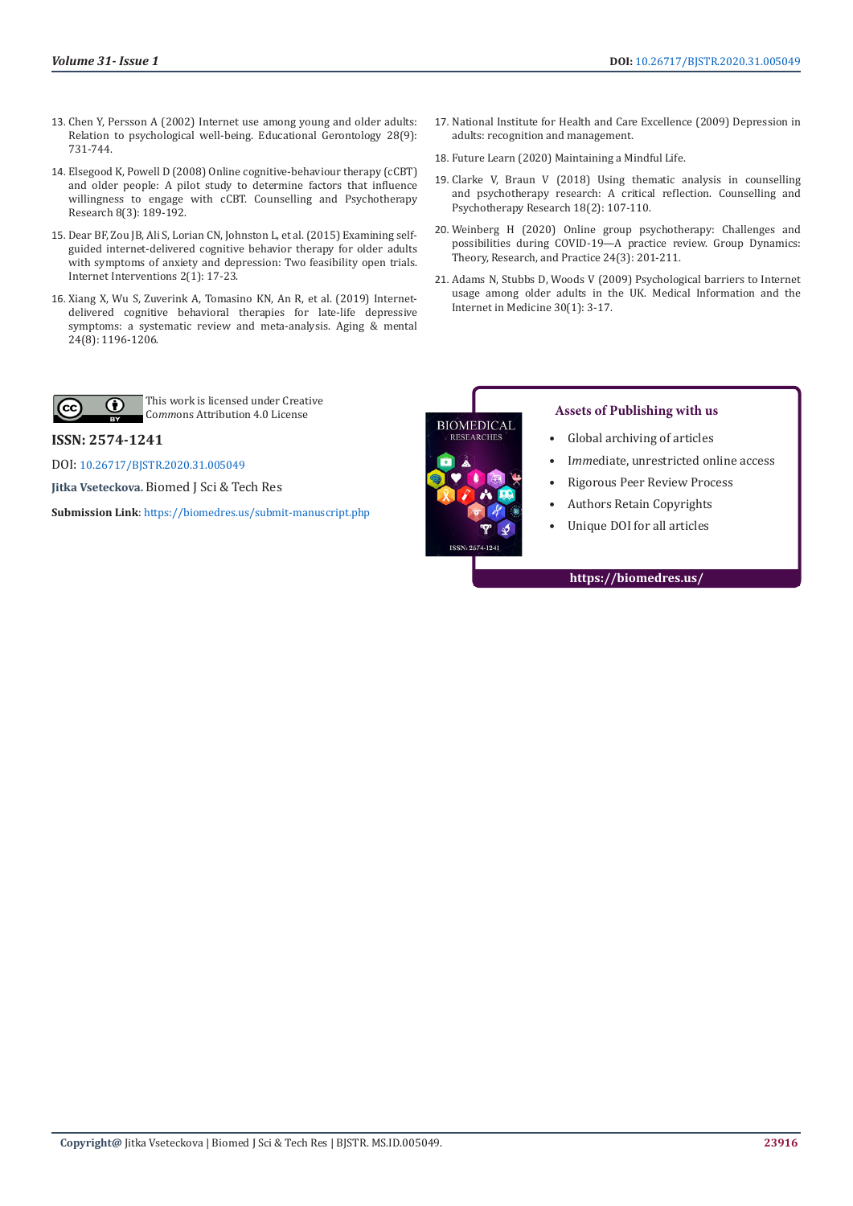13. Chen Y, Persson A (2002) Internet use among young and older adults: Relation to psychological well-being. Educational Gerontology 28(9): 731-744.
14. Elsegood K, Powell D (2008) Online cognitive-behaviour therapy (cCBT) and older people: A pilot study to determine factors that influence willingness to engage with cCBT. Counselling and Psychotherapy Research 8(3): 189-192.
15. Dear BF, Zou JB, Ali S, Lorian CN, Johnston L, et al. (2015) Examining self-guided internet-delivered cognitive behavior therapy for older adults with symptoms of anxiety and depression: Two feasibility open trials. Internet Interventions 2(1): 17-23.
16. Xiang X, Wu S, Zuverink A, Tomasino KN, An R, et al. (2019) Internet-delivered cognitive behavioral therapies for late-life depressive symptoms: a systematic review and meta-analysis. Aging & mental 24(8): 1196-1206.
17. National Institute for Health and Care Excellence (2009) Depression in adults: recognition and management.
18. Future Learn (2020) Maintaining a Mindful Life.
19. Clarke V, Braun V (2018) Using thematic analysis in counselling and psychotherapy research: A critical reflection. Counselling and Psychotherapy Research 18(2): 107-110.
20. Weinberg H (2020) Online group psychotherapy: Challenges and possibilities during COVID-19—A practice review. Group Dynamics: Theory, Research, and Practice 24(3): 201-211.
21. Adams N, Stubbs D, Woods V (2009) Psychological barriers to Internet usage among older adults in the UK. Medical Information and the Internet in Medicine 30(1): 3-17.

This work is licensed under Creative Commons Attribution 4.0 License

**ISSN: 2574-1241**

DOI: 10.26717/BJSTR.2020.31.005049

**Jitka Vseteckova.** Biomed J Sci & Tech Res

**Submission Link**: https://biomedres.us/submit-manuscript.php

### Assets of Publishing with us

- Global archiving of articles
- Immediate, unrestricted online access
- Rigorous Peer Review Process
- Authors Retain Copyrights
- Unique DOI for all articles

**https://biomedres.us/**